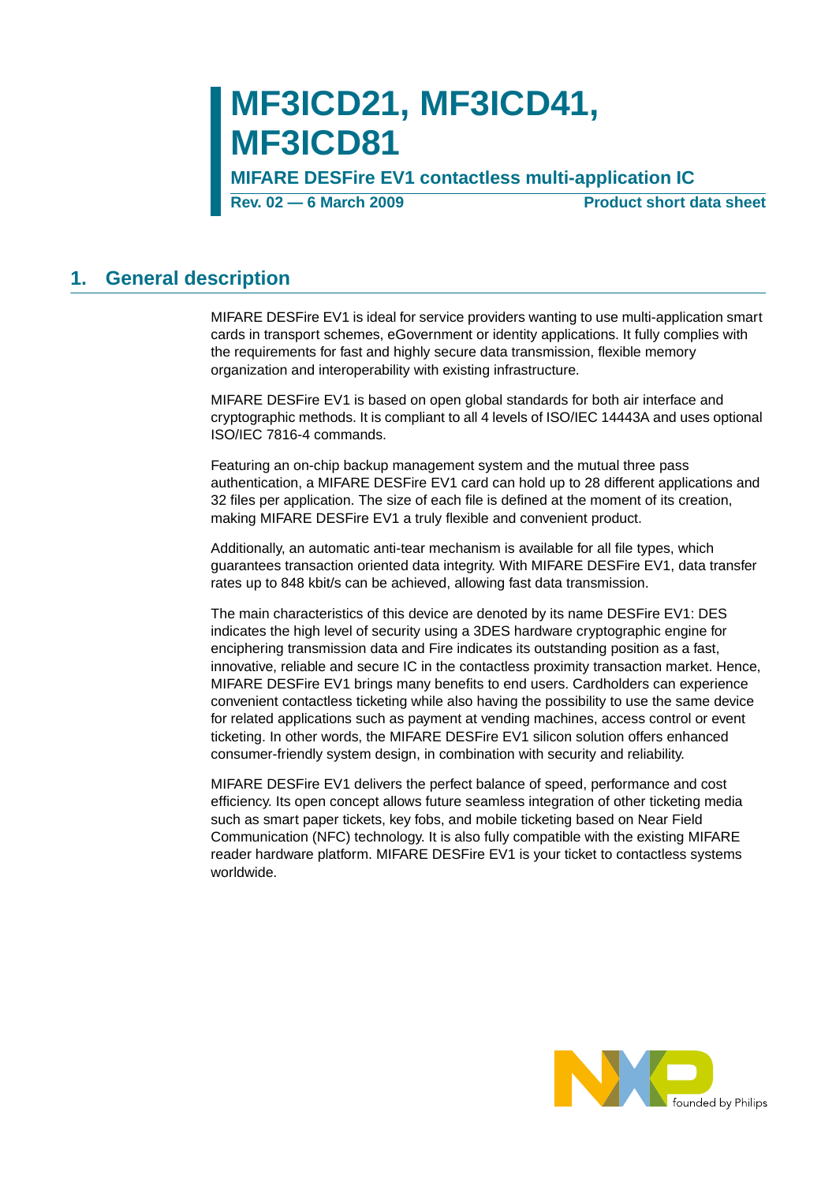# MF3ICD21, MF3ICD41, MF3ICD81

**MIFARE DESFire EV1 contactless multi-application IC**

**Rev. 02 — 6 March 2009** **Product short data sheet**

## 1. General description

MIFARE DESFire EV1 is ideal for service providers wanting to use multi-application smart cards in transport schemes, eGovernment or identity applications. It fully complies with the requirements for fast and highly secure data transmission, flexible memory organization and interoperability with existing infrastructure.

MIFARE DESFire EV1 is based on open global standards for both air interface and cryptographic methods. It is compliant to all 4 levels of ISO/IEC 14443A and uses optional ISO/IEC 7816-4 commands.

Featuring an on-chip backup management system and the mutual three pass authentication, a MIFARE DESFire EV1 card can hold up to 28 different applications and 32 files per application. The size of each file is defined at the moment of its creation, making MIFARE DESFire EV1 a truly flexible and convenient product.

Additionally, an automatic anti-tear mechanism is available for all file types, which guarantees transaction oriented data integrity. With MIFARE DESFire EV1, data transfer rates up to 848 kbit/s can be achieved, allowing fast data transmission.

The main characteristics of this device are denoted by its name DESFire EV1: DES indicates the high level of security using a 3DES hardware cryptographic engine for enciphering transmission data and Fire indicates its outstanding position as a fast, innovative, reliable and secure IC in the contactless proximity transaction market. Hence, MIFARE DESFire EV1 brings many benefits to end users. Cardholders can experience convenient contactless ticketing while also having the possibility to use the same device for related applications such as payment at vending machines, access control or event ticketing. In other words, the MIFARE DESFire EV1 silicon solution offers enhanced consumer-friendly system design, in combination with security and reliability.

MIFARE DESFire EV1 delivers the perfect balance of speed, performance and cost efficiency. Its open concept allows future seamless integration of other ticketing media such as smart paper tickets, key fobs, and mobile ticketing based on Near Field Communication (NFC) technology. It is also fully compatible with the existing MIFARE reader hardware platform. MIFARE DESFire EV1 is your ticket to contactless systems worldwide.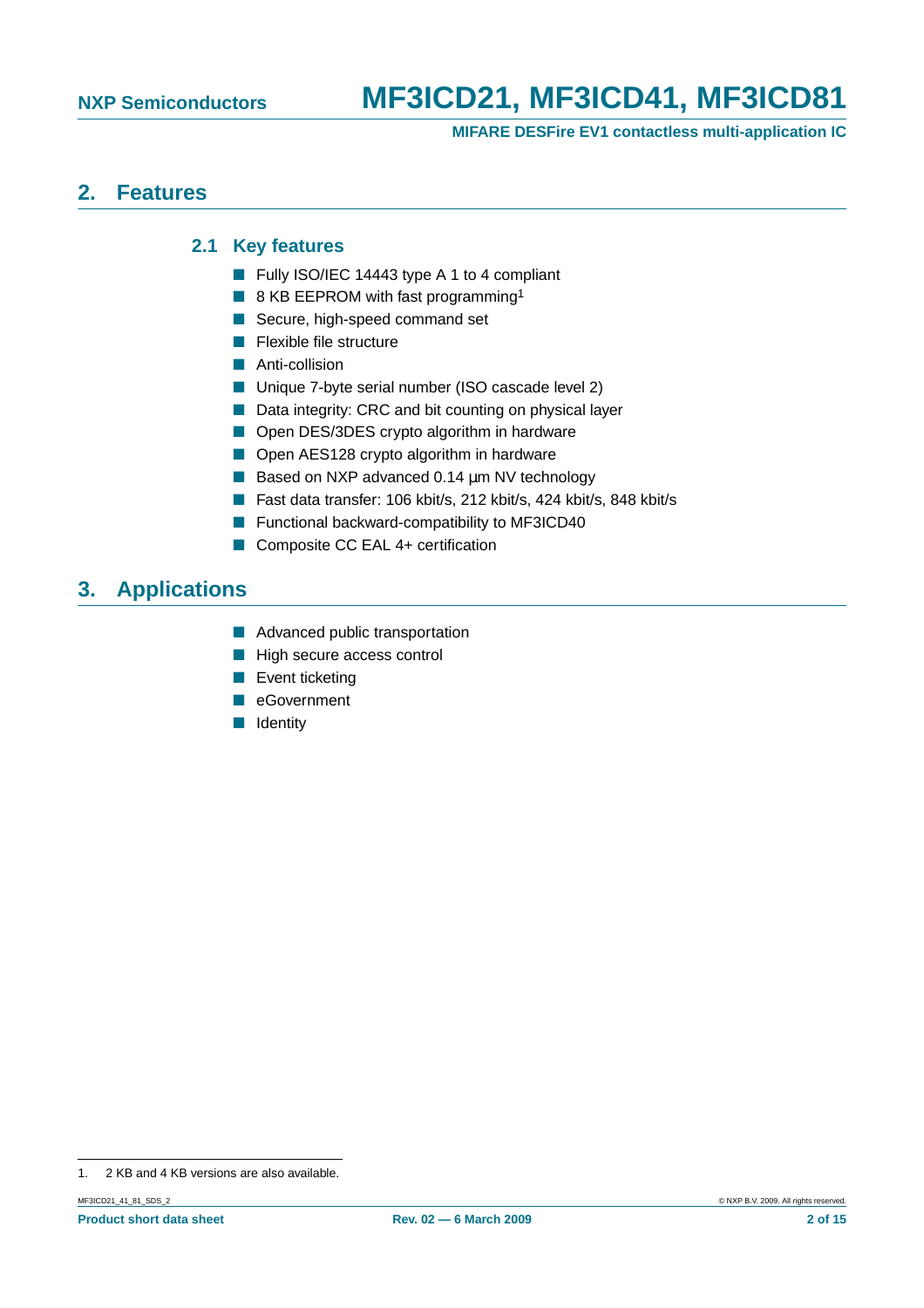## 2. Features

### 2.1 Key features

- Fully ISO/IEC 14443 type A 1 to 4 compliant
- 8 KB EEPROM with fast programming[1]
- Secure, high-speed command set
- Flexible file structure
- Anti-collision
- Unique 7-byte serial number (ISO cascade level 2)
- Data integrity: CRC and bit counting on physical layer
- Open DES/3DES crypto algorithm in hardware
- Open AES128 crypto algorithm in hardware
- Based on NXP advanced 0.14 µm NV technology
- Fast data transfer: 106 kbit/s, 212 kbit/s, 424 kbit/s, 848 kbit/s
- Functional backward-compatibility to MF3ICD40
- Composite CC EAL 4+ certification

## 3. Applications

- Advanced public transportation
- High secure access control
- Event ticketing
- eGovernment
- Identity

1. 2 KB and 4 KB versions are also available.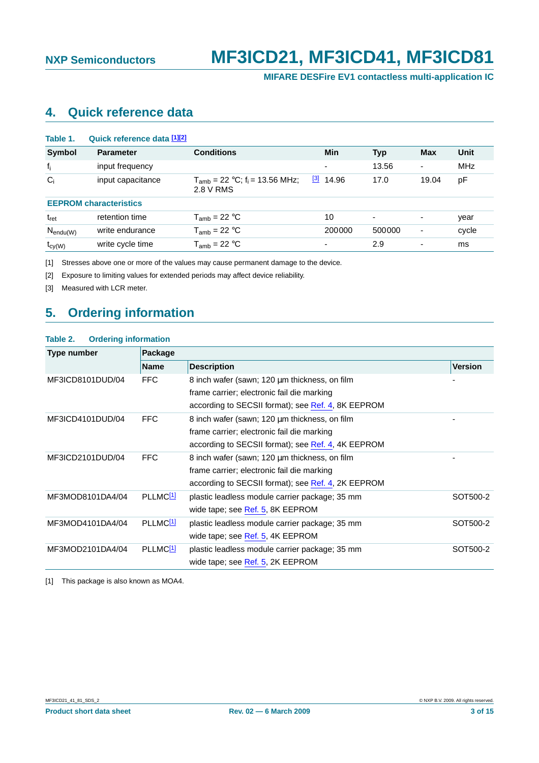## 4. Quick reference data

**Table 1. Quick reference data [1][2]**

| Symbol | Parameter | Conditions | Min | Typ | Max | Unit |
|---|---|---|---|---|---|---|
| $f_i$ | input frequency | | - | 13.56 | - | MHz |
| $C_i$ | input capacitance | $T_{amb}$ = 22 °C; $f_i$ = 13.56 MHz; 2.8 V RMS [3] | 14.96 | 17.0 | 19.04 | pF |
| **EEPROM characteristics** | | | | | | |
| $t_{ret}$ | retention time | $T_{amb}$ = 22 °C | 10 | - | - | year |
| $N_{endu(W)}$ | write endurance | $T_{amb}$ = 22 °C | 200000 | 500000 | - | cycle |
| $t_{cy(W)}$ | write cycle time | $T_{amb}$ = 22 °C | - | 2.9 | - | ms |

[1] Stresses above one or more of the values may cause permanent damage to the device.

[2] Exposure to limiting values for extended periods may affect device reliability.

[3] Measured with LCR meter.

## 5. Ordering information

**Table 2. Ordering information**

| Type number | Package | | |
|---|---|---|---|
| | Name | Description | Version |
| MF3ICD8101DUD/04 | FFC | 8 inch wafer (sawn; 120 µm thickness, on film frame carrier; electronic fail die marking according to SECSII format); see Ref. 4, 8K EEPROM | - |
| MF3ICD4101DUD/04 | FFC | 8 inch wafer (sawn; 120 µm thickness, on film frame carrier; electronic fail die marking according to SECSII format); see Ref. 4, 4K EEPROM | - |
| MF3ICD2101DUD/04 | FFC | 8 inch wafer (sawn; 120 µm thickness, on film frame carrier; electronic fail die marking according to SECSII format); see Ref. 4, 2K EEPROM | - |
| MF3MOD8101DA4/04 | PLLMC[1] | plastic leadless module carrier package; 35 mm wide tape; see Ref. 5, 8K EEPROM | SOT500-2 |
| MF3MOD4101DA4/04 | PLLMC[1] | plastic leadless module carrier package; 35 mm wide tape; see Ref. 5, 4K EEPROM | SOT500-2 |
| MF3MOD2101DA4/04 | PLLMC[1] | plastic leadless module carrier package; 35 mm wide tape; see Ref. 5, 2K EEPROM | SOT500-2 |

[1] This package is also known as MOA4.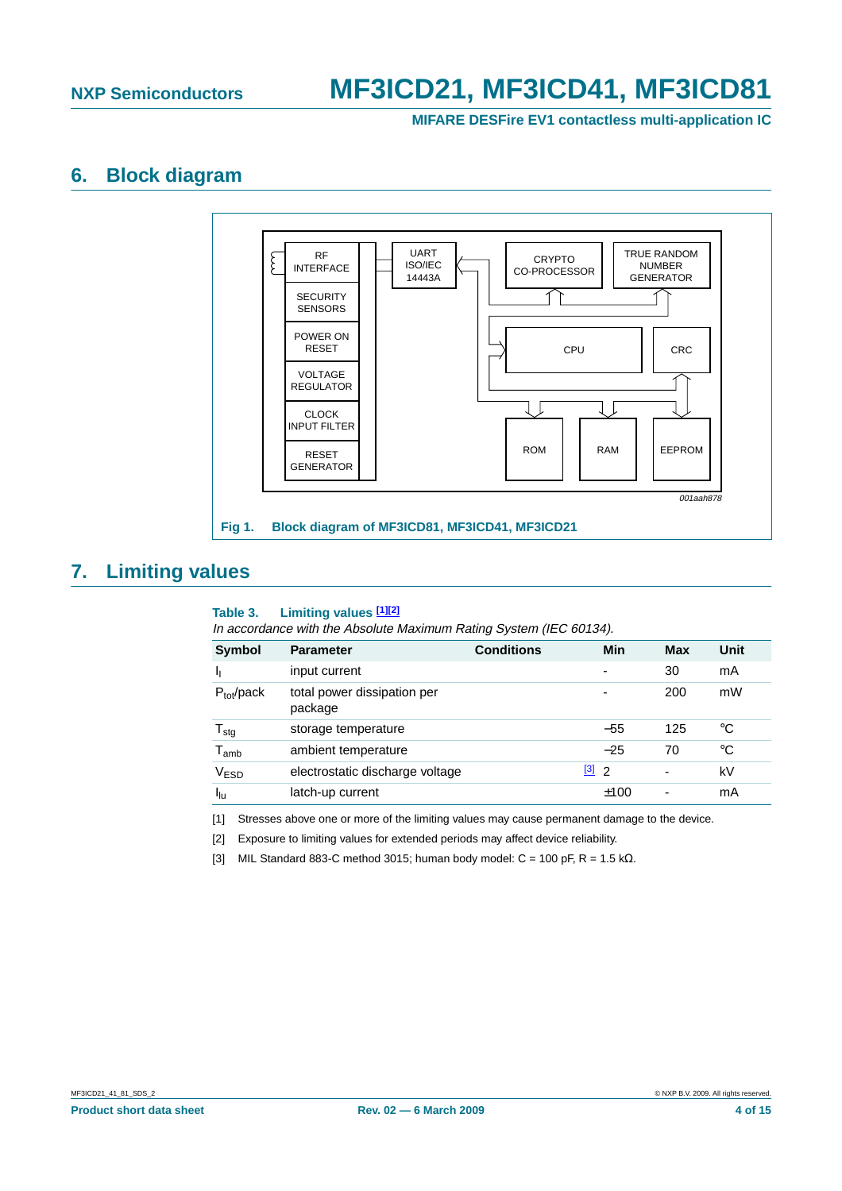## 6. Block diagram

Fig 1. Block diagram of MF3ICD81, MF3ICD41, MF3ICD21

## 7. Limiting values

**Table 3. Limiting values [1][2]**

*In accordance with the Absolute Maximum Rating System (IEC 60134).*

| Symbol | Parameter | Conditions | Min | Max | Unit |
|---|---|---|---|---|---|
| $I_I$ | input current | | - | 30 | mA |
| $P_{tot}$/pack | total power dissipation per package | | - | 200 | mW |
| $T_{stg}$ | storage temperature | | −55 | 125 | °C |
| $T_{amb}$ | ambient temperature | | −25 | 70 | °C |
| $V_{ESD}$ | electrostatic discharge voltage | [3] | 2 | - | kV |
| $I_{lu}$ | latch-up current | | ±100 | - | mA |

[1] Stresses above one or more of the limiting values may cause permanent damage to the device.

[2] Exposure to limiting values for extended periods may affect device reliability.

[3] MIL Standard 883-C method 3015; human body model: C = 100 pF, R = 1.5 kΩ.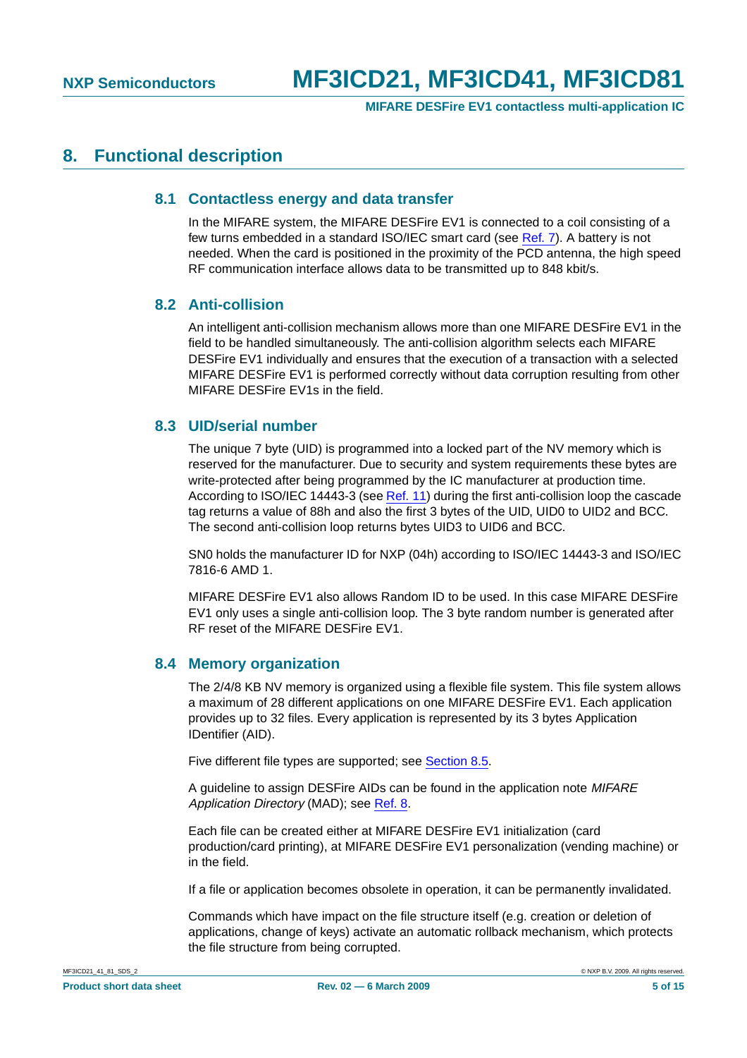# 8. Functional description

## 8.1 Contactless energy and data transfer

In the MIFARE system, the MIFARE DESFire EV1 is connected to a coil consisting of a few turns embedded in a standard ISO/IEC smart card (see Ref. 7). A battery is not needed. When the card is positioned in the proximity of the PCD antenna, the high speed RF communication interface allows data to be transmitted up to 848 kbit/s.

## 8.2 Anti-collision

An intelligent anti-collision mechanism allows more than one MIFARE DESFire EV1 in the field to be handled simultaneously. The anti-collision algorithm selects each MIFARE DESFire EV1 individually and ensures that the execution of a transaction with a selected MIFARE DESFire EV1 is performed correctly without data corruption resulting from other MIFARE DESFire EV1s in the field.

## 8.3 UID/serial number

The unique 7 byte (UID) is programmed into a locked part of the NV memory which is reserved for the manufacturer. Due to security and system requirements these bytes are write-protected after being programmed by the IC manufacturer at production time. According to ISO/IEC 14443-3 (see Ref. 11) during the first anti-collision loop the cascade tag returns a value of 88h and also the first 3 bytes of the UID, UID0 to UID2 and BCC. The second anti-collision loop returns bytes UID3 to UID6 and BCC.

SN0 holds the manufacturer ID for NXP (04h) according to ISO/IEC 14443-3 and ISO/IEC 7816-6 AMD 1.

MIFARE DESFire EV1 also allows Random ID to be used. In this case MIFARE DESFire EV1 only uses a single anti-collision loop. The 3 byte random number is generated after RF reset of the MIFARE DESFire EV1.

## 8.4 Memory organization

The 2/4/8 KB NV memory is organized using a flexible file system. This file system allows a maximum of 28 different applications on one MIFARE DESFire EV1. Each application provides up to 32 files. Every application is represented by its 3 bytes Application IDentifier (AID).

Five different file types are supported; see Section 8.5.

A guideline to assign DESFire AIDs can be found in the application note *MIFARE Application Directory* (MAD); see Ref. 8.

Each file can be created either at MIFARE DESFire EV1 initialization (card production/card printing), at MIFARE DESFire EV1 personalization (vending machine) or in the field.

If a file or application becomes obsolete in operation, it can be permanently invalidated.

Commands which have impact on the file structure itself (e.g. creation or deletion of applications, change of keys) activate an automatic rollback mechanism, which protects the file structure from being corrupted.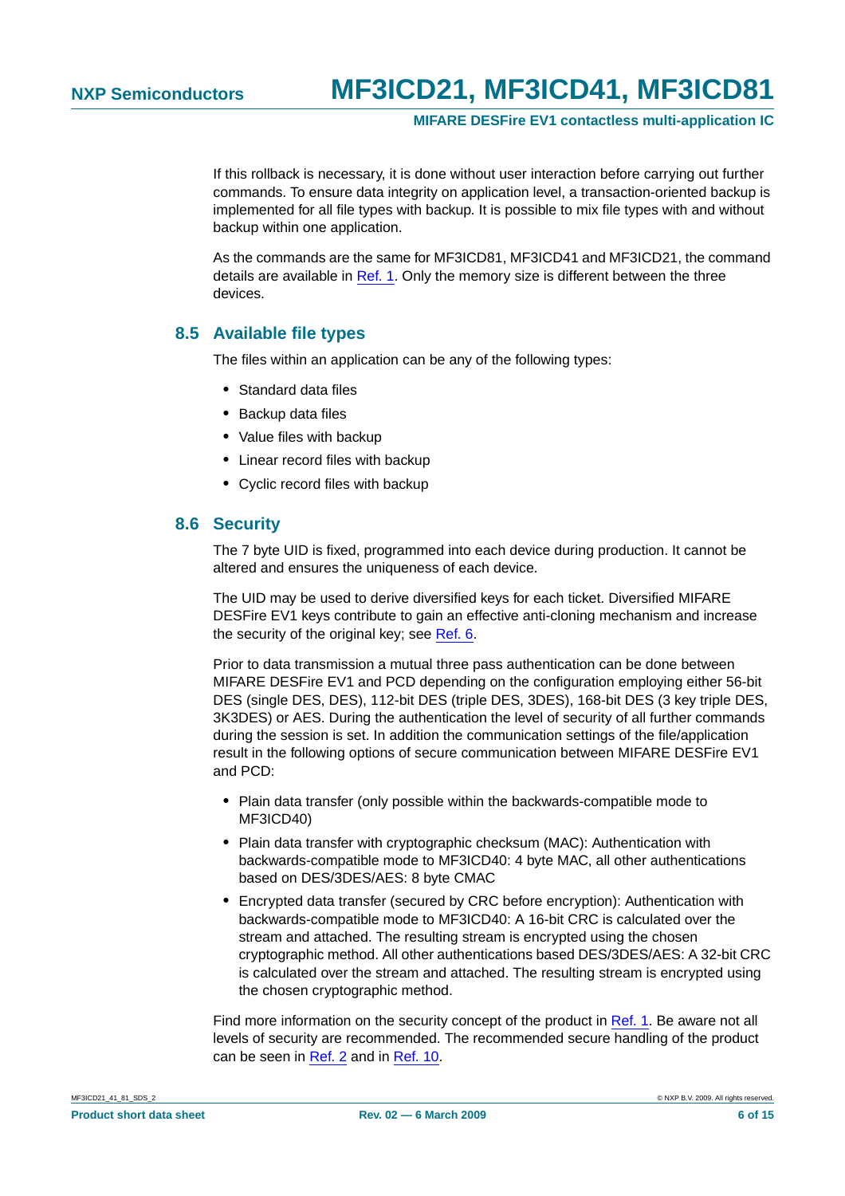If this rollback is necessary, it is done without user interaction before carrying out further commands. To ensure data integrity on application level, a transaction-oriented backup is implemented for all file types with backup. It is possible to mix file types with and without backup within one application.

As the commands are the same for MF3ICD81, MF3ICD41 and MF3ICD21, the command details are available in Ref. 1. Only the memory size is different between the three devices.

## 8.5 Available file types

The files within an application can be any of the following types:

- Standard data files
- Backup data files
- Value files with backup
- Linear record files with backup
- Cyclic record files with backup

## 8.6 Security

The 7 byte UID is fixed, programmed into each device during production. It cannot be altered and ensures the uniqueness of each device.

The UID may be used to derive diversified keys for each ticket. Diversified MIFARE DESFire EV1 keys contribute to gain an effective anti-cloning mechanism and increase the security of the original key; see Ref. 6.

Prior to data transmission a mutual three pass authentication can be done between MIFARE DESFire EV1 and PCD depending on the configuration employing either 56-bit DES (single DES, DES), 112-bit DES (triple DES, 3DES), 168-bit DES (3 key triple DES, 3K3DES) or AES. During the authentication the level of security of all further commands during the session is set. In addition the communication settings of the file/application result in the following options of secure communication between MIFARE DESFire EV1 and PCD:

- Plain data transfer (only possible within the backwards-compatible mode to MF3ICD40)
- Plain data transfer with cryptographic checksum (MAC): Authentication with backwards-compatible mode to MF3ICD40: 4 byte MAC, all other authentications based on DES/3DES/AES: 8 byte CMAC
- Encrypted data transfer (secured by CRC before encryption): Authentication with backwards-compatible mode to MF3ICD40: A 16-bit CRC is calculated over the stream and attached. The resulting stream is encrypted using the chosen cryptographic method. All other authentications based DES/3DES/AES: A 32-bit CRC is calculated over the stream and attached. The resulting stream is encrypted using the chosen cryptographic method.

Find more information on the security concept of the product in Ref. 1. Be aware not all levels of security are recommended. The recommended secure handling of the product can be seen in Ref. 2 and in Ref. 10.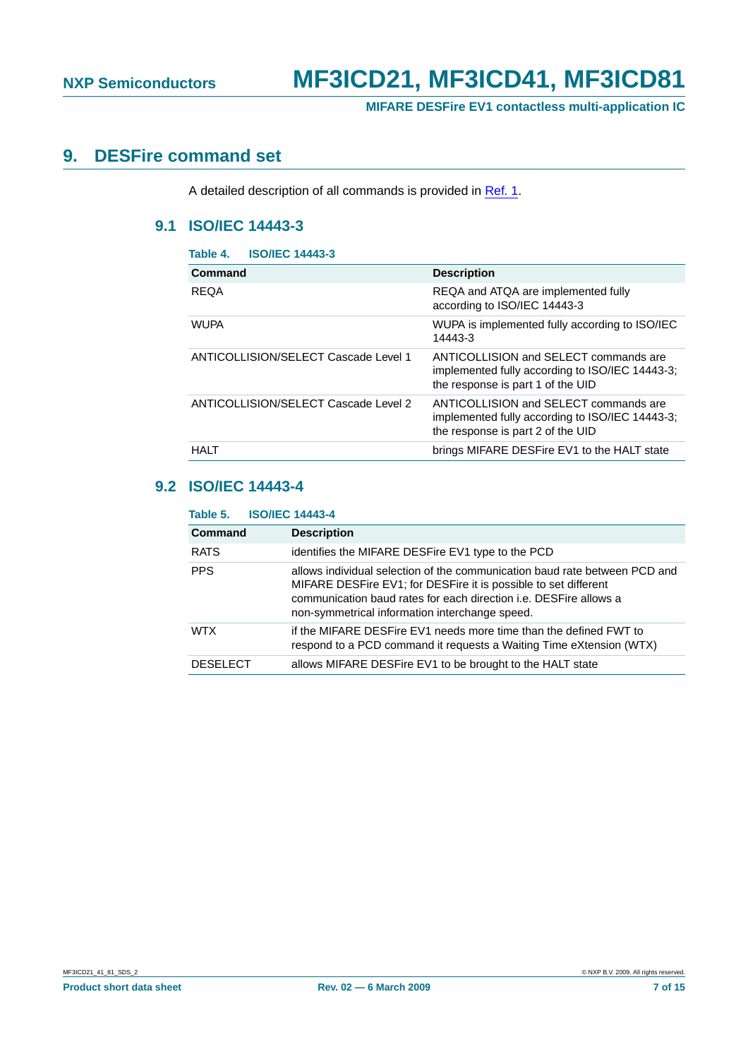# 9. DESFire command set

A detailed description of all commands is provided in Ref. 1.

## 9.1 ISO/IEC 14443-3

**Table 4. ISO/IEC 14443-3**

| Command | Description |
|---|---|
| REQA | REQA and ATQA are implemented fully according to ISO/IEC 14443-3 |
| WUPA | WUPA is implemented fully according to ISO/IEC 14443-3 |
| ANTICOLLISION/SELECT Cascade Level 1 | ANTICOLLISION and SELECT commands are implemented fully according to ISO/IEC 14443-3; the response is part 1 of the UID |
| ANTICOLLISION/SELECT Cascade Level 2 | ANTICOLLISION and SELECT commands are implemented fully according to ISO/IEC 14443-3; the response is part 2 of the UID |
| HALT | brings MIFARE DESFire EV1 to the HALT state |

## 9.2 ISO/IEC 14443-4

**Table 5. ISO/IEC 14443-4**

| Command | Description |
|---|---|
| RATS | identifies the MIFARE DESFire EV1 type to the PCD |
| PPS | allows individual selection of the communication baud rate between PCD and MIFARE DESFire EV1; for DESFire it is possible to set different communication baud rates for each direction i.e. DESFire allows a non-symmetrical information interchange speed. |
| WTX | if the MIFARE DESFire EV1 needs more time than the defined FWT to respond to a PCD command it requests a Waiting Time eXtension (WTX) |
| DESELECT | allows MIFARE DESFire EV1 to be brought to the HALT state |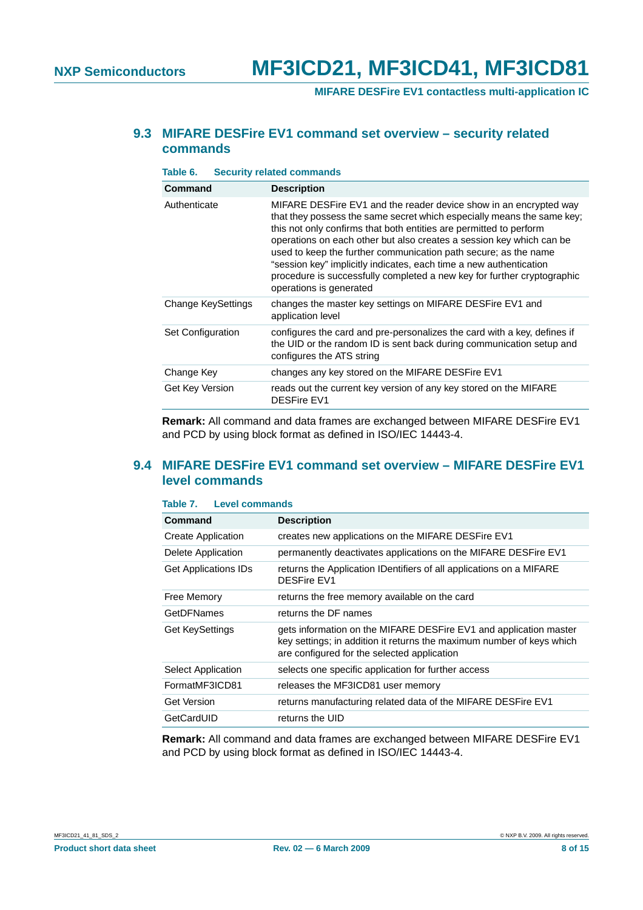## 9.3 MIFARE DESFire EV1 command set overview – security related commands

**Table 6. Security related commands**

| Command | Description |
|---|---|
| Authenticate | MIFARE DESFire EV1 and the reader device show in an encrypted way that they possess the same secret which especially means the same key; this not only confirms that both entities are permitted to perform operations on each other but also creates a session key which can be used to keep the further communication path secure; as the name “session key” implicitly indicates, each time a new authentication procedure is successfully completed a new key for further cryptographic operations is generated |
| Change KeySettings | changes the master key settings on MIFARE DESFire EV1 and application level |
| Set Configuration | configures the card and pre-personalizes the card with a key, defines if the UID or the random ID is sent back during communication setup and configures the ATS string |
| Change Key | changes any key stored on the MIFARE DESFire EV1 |
| Get Key Version | reads out the current key version of any key stored on the MIFARE DESFire EV1 |

**Remark:** All command and data frames are exchanged between MIFARE DESFire EV1 and PCD by using block format as defined in ISO/IEC 14443-4.

## 9.4 MIFARE DESFire EV1 command set overview – MIFARE DESFire EV1 level commands

**Table 7. Level commands**

| Command | Description |
|---|---|
| Create Application | creates new applications on the MIFARE DESFire EV1 |
| Delete Application | permanently deactivates applications on the MIFARE DESFire EV1 |
| Get Applications IDs | returns the Application IDentifiers of all applications on a MIFARE DESFire EV1 |
| Free Memory | returns the free memory available on the card |
| GetDFNames | returns the DF names |
| Get KeySettings | gets information on the MIFARE DESFire EV1 and application master key settings; in addition it returns the maximum number of keys which are configured for the selected application |
| Select Application | selects one specific application for further access |
| FormatMF3ICD81 | releases the MF3ICD81 user memory |
| Get Version | returns manufacturing related data of the MIFARE DESFire EV1 |
| GetCardUID | returns the UID |

**Remark:** All command and data frames are exchanged between MIFARE DESFire EV1 and PCD by using block format as defined in ISO/IEC 14443-4.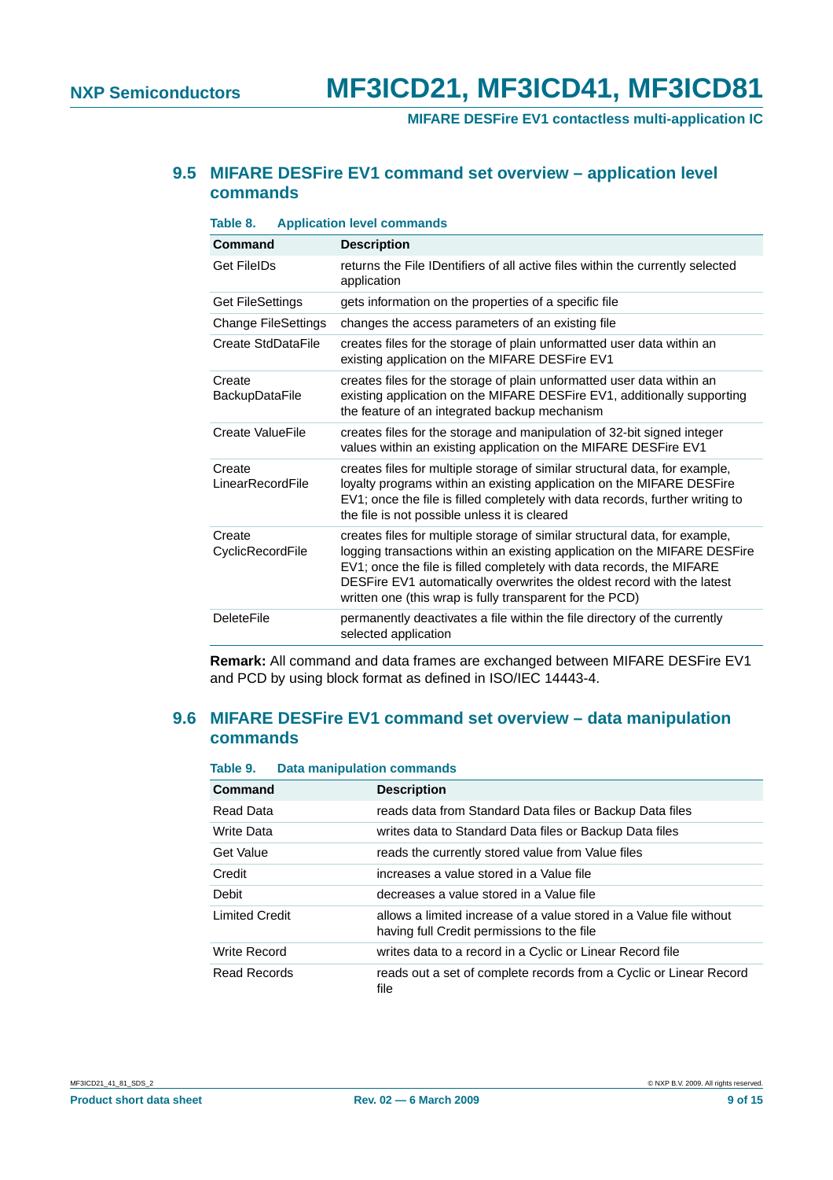## 9.5 MIFARE DESFire EV1 command set overview – application level commands

**Table 8. Application level commands**

| Command | Description |
|---|---|
| Get FileIDs | returns the File IDentifiers of all active files within the currently selected application |
| Get FileSettings | gets information on the properties of a specific file |
| Change FileSettings | changes the access parameters of an existing file |
| Create StdDataFile | creates files for the storage of plain unformatted user data within an existing application on the MIFARE DESFire EV1 |
| Create BackupDataFile | creates files for the storage of plain unformatted user data within an existing application on the MIFARE DESFire EV1, additionally supporting the feature of an integrated backup mechanism |
| Create ValueFile | creates files for the storage and manipulation of 32-bit signed integer values within an existing application on the MIFARE DESFire EV1 |
| Create LinearRecordFile | creates files for multiple storage of similar structural data, for example, loyalty programs within an existing application on the MIFARE DESFire EV1; once the file is filled completely with data records, further writing to the file is not possible unless it is cleared |
| Create CyclicRecordFile | creates files for multiple storage of similar structural data, for example, logging transactions within an existing application on the MIFARE DESFire EV1; once the file is filled completely with data records, the MIFARE DESFire EV1 automatically overwrites the oldest record with the latest written one (this wrap is fully transparent for the PCD) |
| DeleteFile | permanently deactivates a file within the file directory of the currently selected application |

**Remark:** All command and data frames are exchanged between MIFARE DESFire EV1 and PCD by using block format as defined in ISO/IEC 14443-4.

## 9.6 MIFARE DESFire EV1 command set overview – data manipulation commands

**Table 9. Data manipulation commands**

| Command | Description |
|---|---|
| Read Data | reads data from Standard Data files or Backup Data files |
| Write Data | writes data to Standard Data files or Backup Data files |
| Get Value | reads the currently stored value from Value files |
| Credit | increases a value stored in a Value file |
| Debit | decreases a value stored in a Value file |
| Limited Credit | allows a limited increase of a value stored in a Value file without having full Credit permissions to the file |
| Write Record | writes data to a record in a Cyclic or Linear Record file |
| Read Records | reads out a set of complete records from a Cyclic or Linear Record file |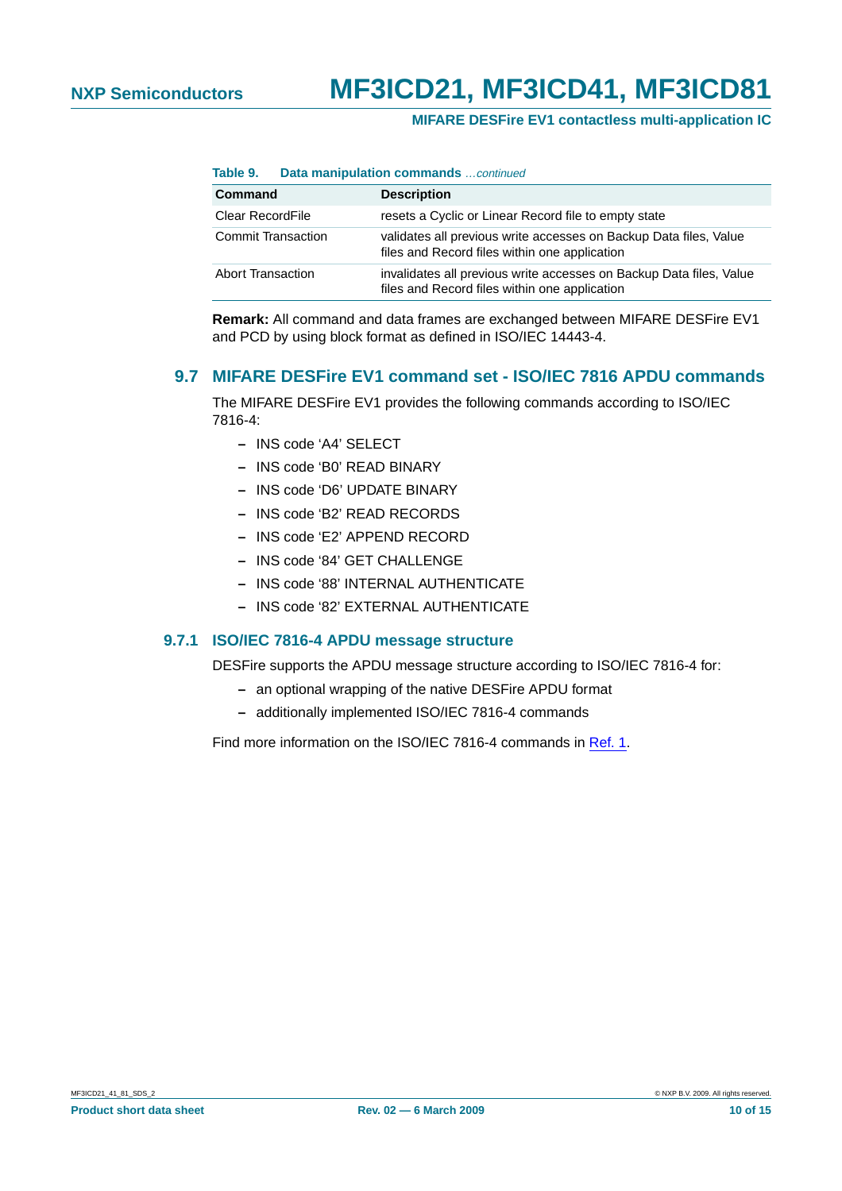**Table 9. Data manipulation commands** *...continued*

| Command | Description |
|---|---|
| Clear RecordFile | resets a Cyclic or Linear Record file to empty state |
| Commit Transaction | validates all previous write accesses on Backup Data files, Value files and Record files within one application |
| Abort Transaction | invalidates all previous write accesses on Backup Data files, Value files and Record files within one application |

**Remark:** All command and data frames are exchanged between MIFARE DESFire EV1 and PCD by using block format as defined in ISO/IEC 14443-4.

## 9.7 MIFARE DESFire EV1 command set - ISO/IEC 7816 APDU commands

The MIFARE DESFire EV1 provides the following commands according to ISO/IEC 7816-4:

– INS code ‘A4’ SELECT

– INS code ‘B0’ READ BINARY

– INS code ‘D6’ UPDATE BINARY

– INS code ‘B2’ READ RECORDS

– INS code ‘E2’ APPEND RECORD

– INS code ‘84’ GET CHALLENGE

– INS code ‘88’ INTERNAL AUTHENTICATE

– INS code ‘82’ EXTERNAL AUTHENTICATE

### 9.7.1 ISO/IEC 7816-4 APDU message structure

DESFire supports the APDU message structure according to ISO/IEC 7816-4 for:

– an optional wrapping of the native DESFire APDU format

– additionally implemented ISO/IEC 7816-4 commands

Find more information on the ISO/IEC 7816-4 commands in Ref. 1.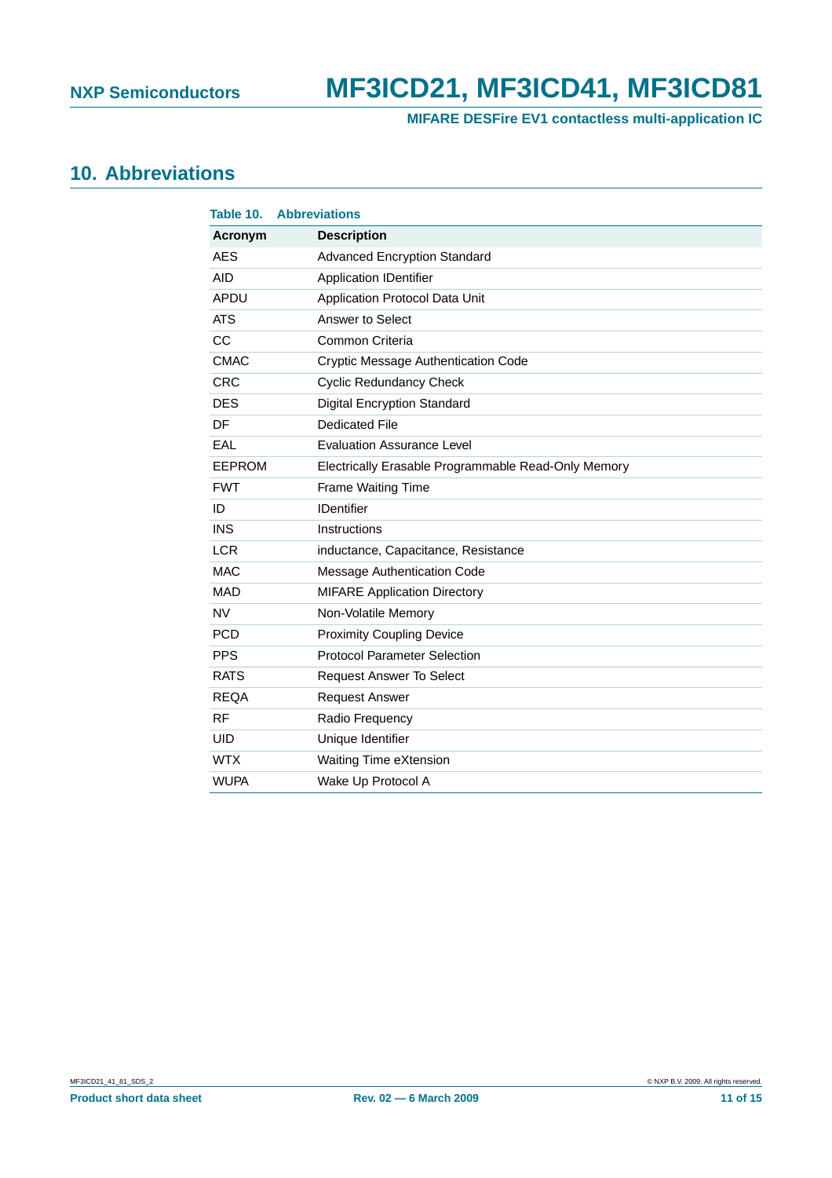## 10. Abbreviations

**Table 10. Abbreviations**

| Acronym | Description |
|---|---|
| AES | Advanced Encryption Standard |
| AID | Application IDentifier |
| APDU | Application Protocol Data Unit |
| ATS | Answer to Select |
| CC | Common Criteria |
| CMAC | Cryptic Message Authentication Code |
| CRC | Cyclic Redundancy Check |
| DES | Digital Encryption Standard |
| DF | Dedicated File |
| EAL | Evaluation Assurance Level |
| EEPROM | Electrically Erasable Programmable Read-Only Memory |
| FWT | Frame Waiting Time |
| ID | IDentifier |
| INS | Instructions |
| LCR | inductance, Capacitance, Resistance |
| MAC | Message Authentication Code |
| MAD | MIFARE Application Directory |
| NV | Non-Volatile Memory |
| PCD | Proximity Coupling Device |
| PPS | Protocol Parameter Selection |
| RATS | Request Answer To Select |
| REQA | Request Answer |
| RF | Radio Frequency |
| UID | Unique Identifier |
| WTX | Waiting Time eXtension |
| WUPA | Wake Up Protocol A |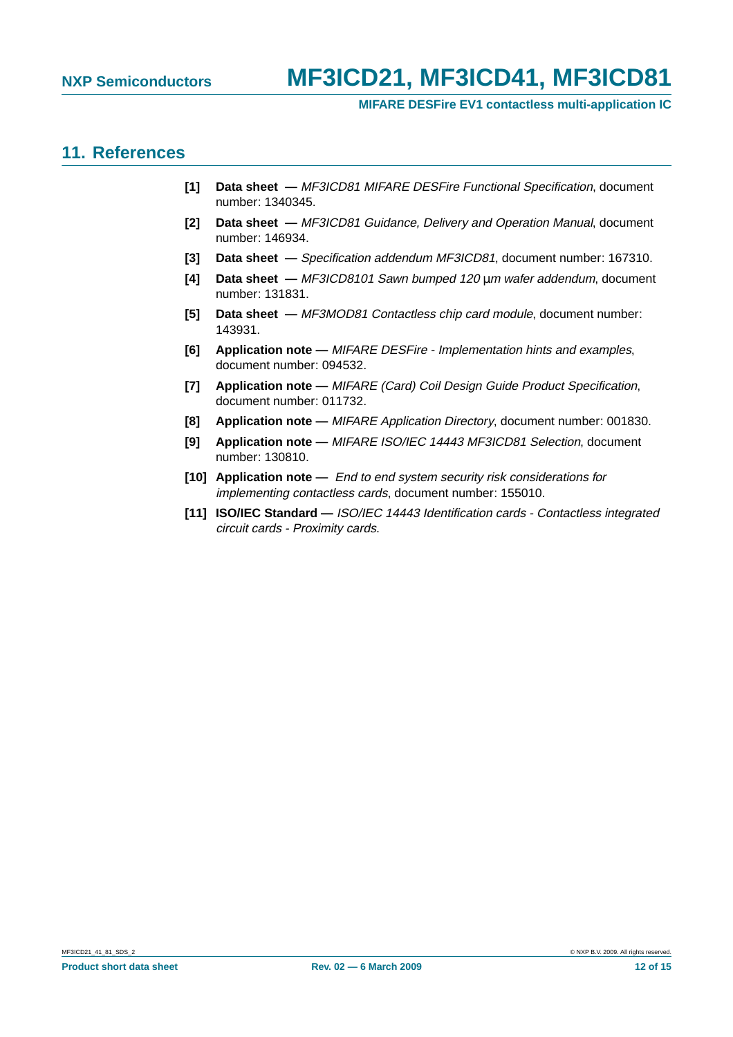## 11. References

[1] **Data sheet —** *MF3ICD81 MIFARE DESFire Functional Specification*, document number: 1340345.

[2] **Data sheet —** *MF3ICD81 Guidance, Delivery and Operation Manual*, document number: 146934.

[3] **Data sheet —** *Specification addendum MF3ICD81*, document number: 167310.

[4] **Data sheet —** *MF3ICD8101 Sawn bumped 120 μm wafer addendum*, document number: 131831.

[5] **Data sheet —** *MF3MOD81 Contactless chip card module*, document number: 143931.

[6] **Application note —** *MIFARE DESFire - Implementation hints and examples*, document number: 094532.

[7] **Application note —** *MIFARE (Card) Coil Design Guide Product Specification*, document number: 011732.

[8] **Application note —** *MIFARE Application Directory*, document number: 001830.

[9] **Application note —** *MIFARE ISO/IEC 14443 MF3ICD81 Selection*, document number: 130810.

[10] **Application note —** *End to end system security risk considerations for implementing contactless cards*, document number: 155010.

[11] **ISO/IEC Standard —** *ISO/IEC 14443 Identification cards - Contactless integrated circuit cards - Proximity cards*.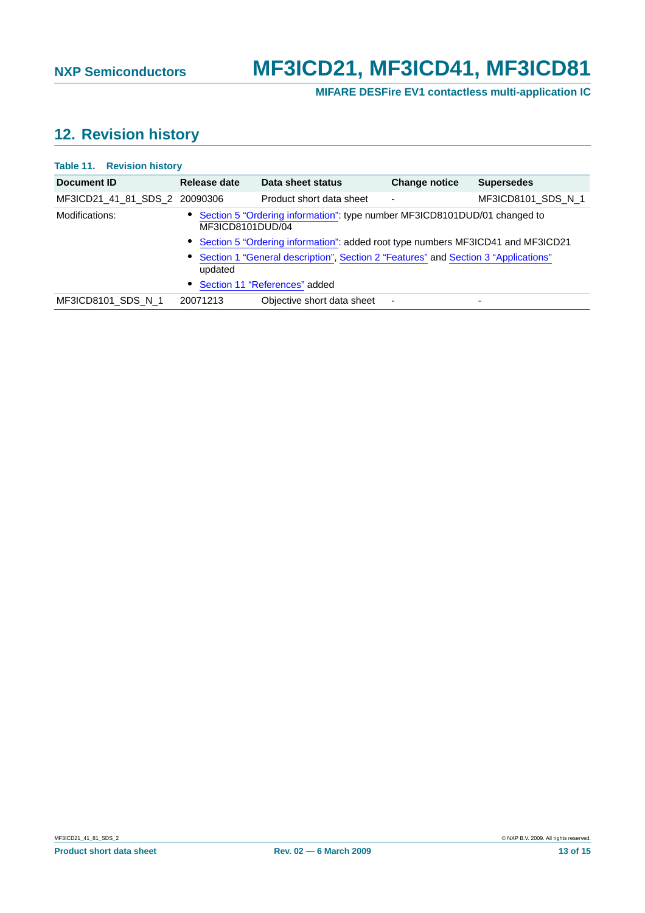## 12. Revision history

**Table 11. Revision history**

| Document ID | Release date | Data sheet status | Change notice | Supersedes |
|---|---|---|---|---|
| MF3ICD21_41_81_SDS_2 | 20090306 | Product short data sheet | - | MF3ICD8101_SDS_N_1 |
| Modifications: | • Section 5 "Ordering information": type number MF3ICD8101DUD/01 changed to MF3ICD8101DUD/04 <br> • Section 5 "Ordering information": added root type numbers MF3ICD41 and MF3ICD21 <br> • Section 1 "General description", Section 2 "Features" and Section 3 "Applications" updated <br> • Section 11 "References" added | | | |
| MF3ICD8101_SDS_N_1 | 20071213 | Objective short data sheet | - | - |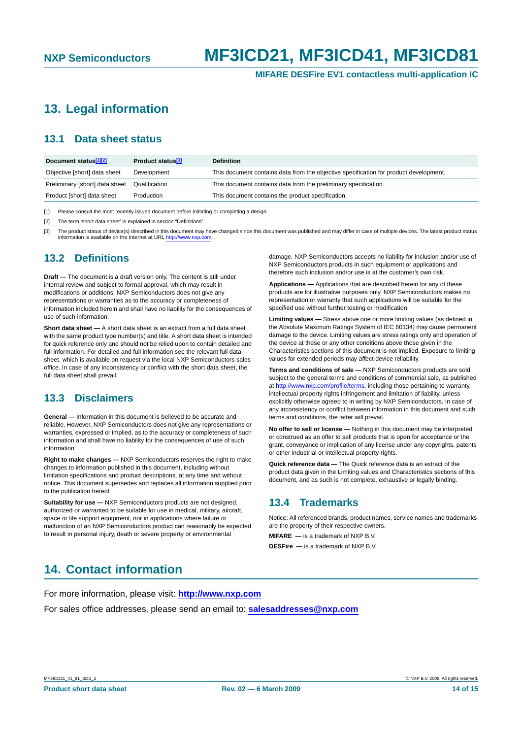# 13. Legal information

## 13.1 Data sheet status

| Document status[1][2] | Product status[3] | Definition |
|---|---|---|
| Objective [short] data sheet | Development | This document contains data from the objective specification for product development. |
| Preliminary [short] data sheet | Qualification | This document contains data from the preliminary specification. |
| Product [short] data sheet | Production | This document contains the product specification. |

[1] Please consult the most recently issued document before initiating or completing a design.

[2] The term 'short data sheet' is explained in section "Definitions".

[3] The product status of device(s) described in this document may have changed since this document was published and may differ in case of multiple devices. The latest product status information is available on the Internet at URL http://www.nxp.com.

## 13.2 Definitions

**Draft —** The document is a draft version only. The content is still under internal review and subject to formal approval, which may result in modifications or additions. NXP Semiconductors does not give any representations or warranties as to the accuracy or completeness of information included herein and shall have no liability for the consequences of use of such information.

**Short data sheet —** A short data sheet is an extract from a full data sheet with the same product type number(s) and title. A short data sheet is intended for quick reference only and should not be relied upon to contain detailed and full information. For detailed and full information see the relevant full data sheet, which is available on request via the local NXP Semiconductors sales office. In case of any inconsistency or conflict with the short data sheet, the full data sheet shall prevail.

## 13.3 Disclaimers

**General —** Information in this document is believed to be accurate and reliable. However, NXP Semiconductors does not give any representations or warranties, expressed or implied, as to the accuracy or completeness of such information and shall have no liability for the consequences of use of such information.

**Right to make changes —** NXP Semiconductors reserves the right to make changes to information published in this document, including without limitation specifications and product descriptions, at any time and without notice. This document supersedes and replaces all information supplied prior to the publication hereof.

**Suitability for use —** NXP Semiconductors products are not designed, authorized or warranted to be suitable for use in medical, military, aircraft, space or life support equipment, nor in applications where failure or malfunction of an NXP Semiconductors product can reasonably be expected to result in personal injury, death or severe property or environmental damage. NXP Semiconductors accepts no liability for inclusion and/or use of NXP Semiconductors products in such equipment or applications and therefore such inclusion and/or use is at the customer's own risk.

**Applications —** Applications that are described herein for any of these products are for illustrative purposes only. NXP Semiconductors makes no representation or warranty that such applications will be suitable for the specified use without further testing or modification.

**Limiting values —** Stress above one or more limiting values (as defined in the Absolute Maximum Ratings System of IEC 60134) may cause permanent damage to the device. Limiting values are stress ratings only and operation of the device at these or any other conditions above those given in the Characteristics sections of this document is not implied. Exposure to limiting values for extended periods may affect device reliability.

**Terms and conditions of sale —** NXP Semiconductors products are sold subject to the general terms and conditions of commercial sale, as published at http://www.nxp.com/profile/terms, including those pertaining to warranty, intellectual property rights infringement and limitation of liability, unless explicitly otherwise agreed to in writing by NXP Semiconductors. In case of any inconsistency or conflict between information in this document and such terms and conditions, the latter will prevail.

**No offer to sell or license —** Nothing in this document may be interpreted or construed as an offer to sell products that is open for acceptance or the grant, conveyance or implication of any license under any copyrights, patents or other industrial or intellectual property rights.

**Quick reference data —** The Quick reference data is an extract of the product data given in the Limiting values and Characteristics sections of this document, and as such is not complete, exhaustive or legally binding.

## 13.4 Trademarks

Notice: All referenced brands, product names, service names and trademarks are the property of their respective owners.

**MIFARE —** is a trademark of NXP B.V.

**DESFire —** is a trademark of NXP B.V.

# 14. Contact information

For more information, please visit: **http://www.nxp.com**

For sales office addresses, please send an email to: **salesaddresses@nxp.com**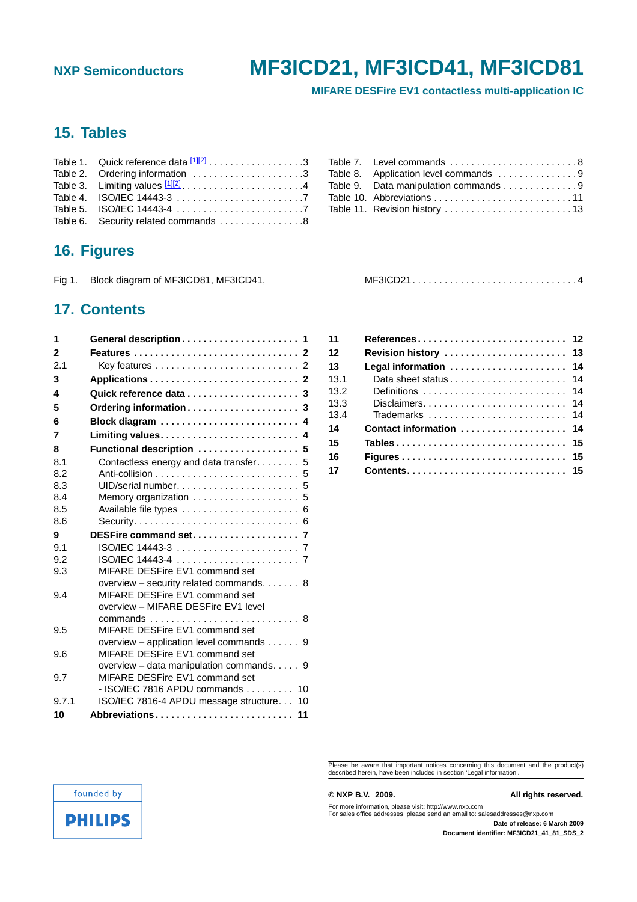## 15. Tables

Table 1. Quick reference data [1][2] . . . . . . . . . . . . . . . . . .3
Table 2. Ordering information . . . . . . . . . . . . . . . . . . . . .3
Table 3. Limiting values [1][2]. . . . . . . . . . . . . . . . . . . . . .4
Table 4. ISO/IEC 14443-3 . . . . . . . . . . . . . . . . . . . . . . . .7
Table 5. ISO/IEC 14443-4 . . . . . . . . . . . . . . . . . . . . . . . .7
Table 6. Security related commands . . . . . . . . . . . . . . . .8
Table 7. Level commands . . . . . . . . . . . . . . . . . . . . . . . . .8
Table 8. Application level commands . . . . . . . . . . . . . . .9
Table 9. Data manipulation commands . . . . . . . . . . . . . .9
Table 10. Abbreviations . . . . . . . . . . . . . . . . . . . . . . . . . .11
Table 11. Revision history . . . . . . . . . . . . . . . . . . . . . . . .13

## 16. Figures

Fig 1. Block diagram of MF3ICD81, MF3ICD41, MF3ICD21. . . . . . . . . . . . . . . . . . . . . . . . . . . . . .4

## 17. Contents

**1 General description . . . . . . . . . . . . . . . . . . . . . . 1**
**2 Features . . . . . . . . . . . . . . . . . . . . . . . . . . . . . . 2**
2.1 Key features . . . . . . . . . . . . . . . . . . . . . . . . . . . 2
**3 Applications . . . . . . . . . . . . . . . . . . . . . . . . . . . 2**
**4 Quick reference data . . . . . . . . . . . . . . . . . . . . . 3**
**5 Ordering information . . . . . . . . . . . . . . . . . . . . 3**
**6 Block diagram . . . . . . . . . . . . . . . . . . . . . . . . . . 4**
**7 Limiting values. . . . . . . . . . . . . . . . . . . . . . . . . . 4**
**8 Functional description . . . . . . . . . . . . . . . . . . . 5**
8.1 Contactless energy and data transfer. . . . . . . . 5
8.2 Anti-collision . . . . . . . . . . . . . . . . . . . . . . . . . . . 5
8.3 UID/serial number. . . . . . . . . . . . . . . . . . . . . . . 5
8.4 Memory organization . . . . . . . . . . . . . . . . . . . . 5
8.5 Available file types . . . . . . . . . . . . . . . . . . . . . . 6
8.6 Security. . . . . . . . . . . . . . . . . . . . . . . . . . . . . . . 6
**9 DESFire command set. . . . . . . . . . . . . . . . . . . . 7**
9.1 ISO/IEC 14443-3 . . . . . . . . . . . . . . . . . . . . . . . 7
9.2 ISO/IEC 14443-4 . . . . . . . . . . . . . . . . . . . . . . . 7
9.3 MIFARE DESFire EV1 command set overview – security related commands. . . . . . . 8
9.4 MIFARE DESFire EV1 command set overview – MIFARE DESFire EV1 level commands . . . . . . . . . . . . . . . . . . . . . . . . . . . . 8
9.5 MIFARE DESFire EV1 command set overview – application level commands . . . . . . 9
9.6 MIFARE DESFire EV1 command set overview – data manipulation commands. . . . . 9
9.7 MIFARE DESFire EV1 command set - ISO/IEC 7816 APDU commands . . . . . . . . . 10
9.7.1 ISO/IEC 7816-4 APDU message structure. . . 10
**10 Abbreviations. . . . . . . . . . . . . . . . . . . . . . . . . . 11**
**11 References. . . . . . . . . . . . . . . . . . . . . . . . . . . . 12**
**12 Revision history . . . . . . . . . . . . . . . . . . . . . . . 13**
**13 Legal information . . . . . . . . . . . . . . . . . . . . . . 14**
13.1 Data sheet status. . . . . . . . . . . . . . . . . . . . . . . 14
13.2 Definitions . . . . . . . . . . . . . . . . . . . . . . . . . . . 14
13.3 Disclaimers. . . . . . . . . . . . . . . . . . . . . . . . . . . 14
13.4 Trademarks . . . . . . . . . . . . . . . . . . . . . . . . . . 14
**14 Contact information . . . . . . . . . . . . . . . . . . . . 14**
**15 Tables . . . . . . . . . . . . . . . . . . . . . . . . . . . . . . . . 15**
**16 Figures . . . . . . . . . . . . . . . . . . . . . . . . . . . . . . . 15**
**17 Contents. . . . . . . . . . . . . . . . . . . . . . . . . . . . . . 15**

Please be aware that important notices concerning this document and the product(s) described herein, have been included in section 'Legal information'.

**© NXP B.V. 2009. All rights reserved.**

For more information, please visit: http://www.nxp.com
For sales office addresses, please send an email to: salesaddresses@nxp.com

**Date of release: 6 March 2009**
**Document identifier: MF3ICD21_41_81_SDS_2**

founded by
PHILIPS